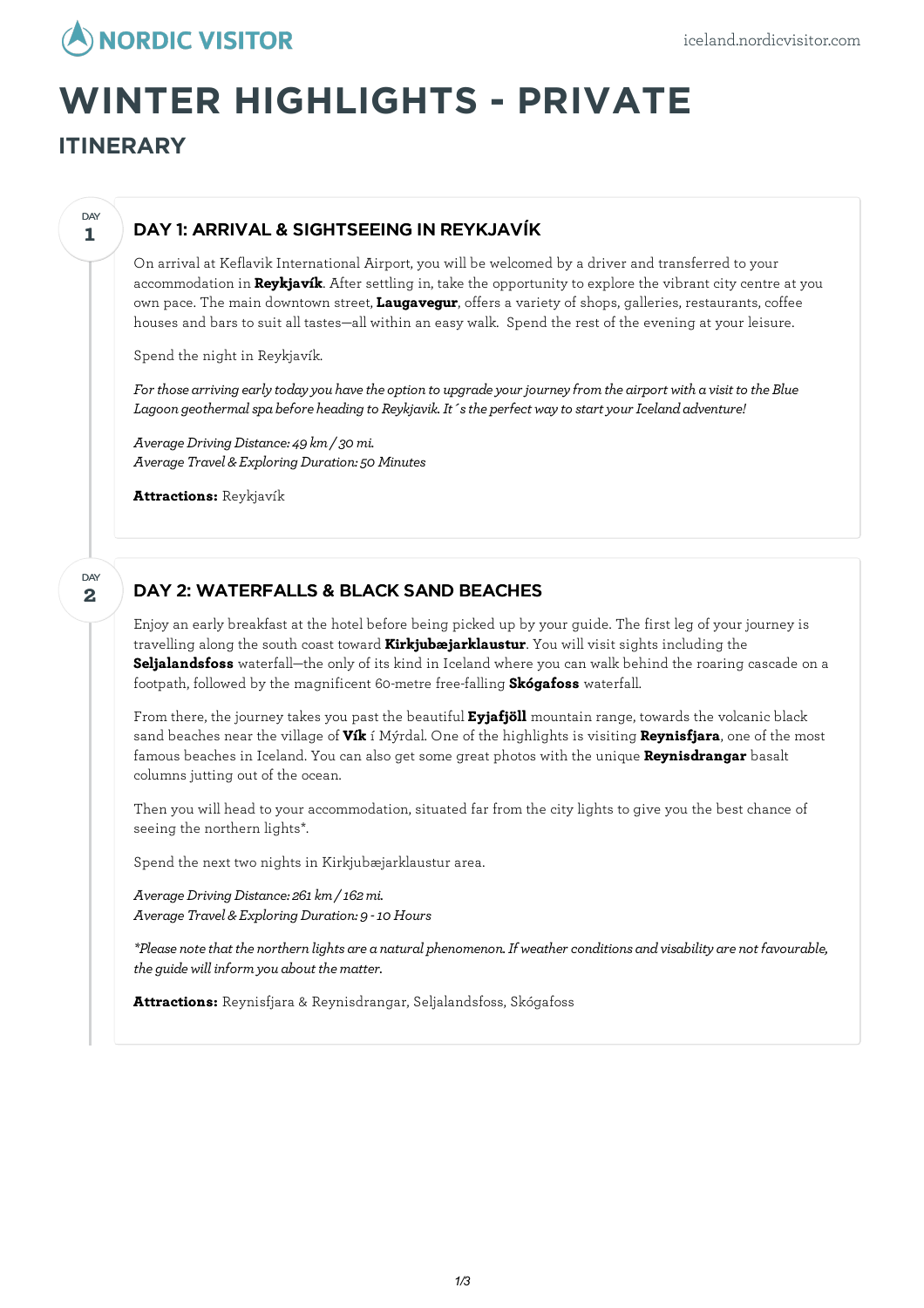# WINTER HIGHLIGHTS - PRIVATE

## ITINERARY

### DAY 1: ARRIVAL & SIGHTSEEING IN REYKJAVÍK

On arrival at Keflavik International Airport, you will be welcomed by a driver and transferred to your accommodation in **Reykjavík**. After settling in, take the opportunity to explore the vibrant city centre at you own pace. The main downtown street, **Laugavegur**, offers a variety of shops, galleries, restaurants, coffee houses and bars to suit all tastes—all within an easy walk. Spend the rest of the evening at your leisure.

Spend the night in Reykjavík.

*For those arriving early today you have the option to upgrade your journey from the airport with a visit to the Blue Lagoon geothermal spa before heading to Reykjavik. It´s the perfect way to start your Iceland adventure!*

*Average Driving Distance: 49 km / 30 mi.*
*Average Travel & Exploring Duration: 50 Minutes*

**Attractions:** Reykjavík

### DAY 2: WATERFALLS & BLACK SAND BEACHES

Enjoy an early breakfast at the hotel before being picked up by your guide. The first leg of your journey is travelling along the south coast toward **Kirkjubæjarklaustur**. You will visit sights including the **Seljalandsfoss** waterfall—the only of its kind in Iceland where you can walk behind the roaring cascade on a footpath, followed by the magnificent 60-metre free-falling **Skógafoss** waterfall.

From there, the journey takes you past the beautiful **Eyjafjöll** mountain range, towards the volcanic black sand beaches near the village of **Vík** í Mýrdal. One of the highlights is visiting **Reynisfjara**, one of the most famous beaches in Iceland. You can also get some great photos with the unique **Reynisdrangar** basalt columns jutting out of the ocean.

Then you will head to your accommodation, situated far from the city lights to give you the best chance of seeing the northern lights*.

Spend the next two nights in Kirkjubæjarklaustur area.

*Average Driving Distance: 261 km / 162 mi.*
*Average Travel & Exploring Duration: 9 - 10 Hours*

**Please note that the northern lights are a natural phenomenon. If weather conditions and visability are not favourable, the guide will inform you about the matter.*

**Attractions:** Reynisfjara & Reynisdrangar, Seljalandsfoss, Skógafoss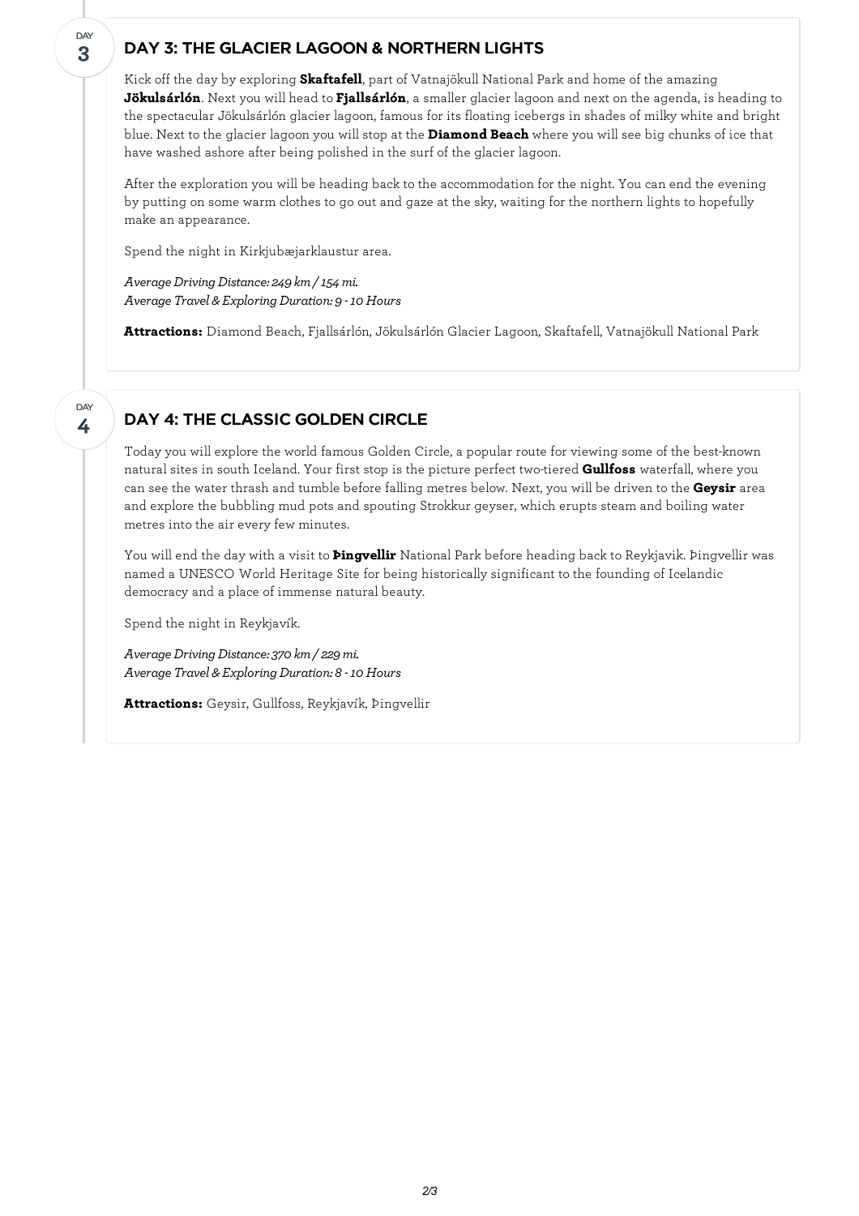DAY
3

## DAY 3: THE GLACIER LAGOON & NORTHERN LIGHTS

Kick off the day by exploring **Skaftafell**, part of Vatnajökull National Park and home of the amazing **Jökulsárlón**. Next you will head to **Fjallsárlón**, a smaller glacier lagoon and next on the agenda, is heading to the spectacular Jökulsárlón glacier lagoon, famous for its floating icebergs in shades of milky white and bright blue. Next to the glacier lagoon you will stop at the **Diamond Beach** where you will see big chunks of ice that have washed ashore after being polished in the surf of the glacier lagoon.

After the exploration you will be heading back to the accommodation for the night. You can end the evening by putting on some warm clothes to go out and gaze at the sky, waiting for the northern lights to hopefully make an appearance.

Spend the night in Kirkjubæjarklaustur area.

*Average Driving Distance: 249 km / 154 mi.*
*Average Travel & Exploring Duration: 9 - 10 Hours*

**Attractions:** Diamond Beach, Fjallsárlón, Jökulsárlón Glacier Lagoon, Skaftafell, Vatnajökull National Park

DAY
4

## DAY 4: THE CLASSIC GOLDEN CIRCLE

Today you will explore the world famous Golden Circle, a popular route for viewing some of the best-known natural sites in south Iceland. Your first stop is the picture perfect two-tiered **Gullfoss** waterfall, where you can see the water thrash and tumble before falling metres below. Next, you will be driven to the **Geysir** area and explore the bubbling mud pots and spouting Strokkur geyser, which erupts steam and boiling water metres into the air every few minutes.

You will end the day with a visit to **Þingvellir** National Park before heading back to Reykjavik. Þingvellir was named a UNESCO World Heritage Site for being historically significant to the founding of Icelandic democracy and a place of immense natural beauty.

Spend the night in Reykjavík.

*Average Driving Distance: 370 km / 229 mi.*
*Average Travel & Exploring Duration: 8 - 10 Hours*

**Attractions:** Geysir, Gullfoss, Reykjavík, Þingvellir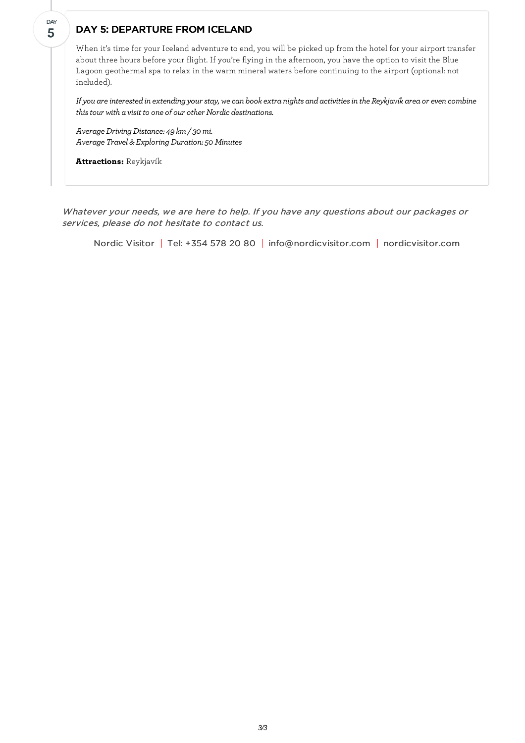DAY 5

## DAY 5: DEPARTURE FROM ICELAND

When it's time for your Iceland adventure to end, you will be picked up from the hotel for your airport transfer about three hours before your flight. If you're flying in the afternoon, you have the option to visit the Blue Lagoon geothermal spa to relax in the warm mineral waters before continuing to the airport (optional: not included).

*If you are interested in extending your stay, we can book extra nights and activities in the Reykjavík area or even combine this tour with a visit to one of our other Nordic destinations.*

*Average Driving Distance: 49 km / 30 mi.*
*Average Travel & Exploring Duration: 50 Minutes*

**Attractions:** Reykjavík

*Whatever your needs, we are here to help. If you have any questions about our packages or services, please do not hesitate to contact us.*

Nordic Visitor | Tel: +354 578 20 80 | info@nordicvisitor.com | nordicvisitor.com